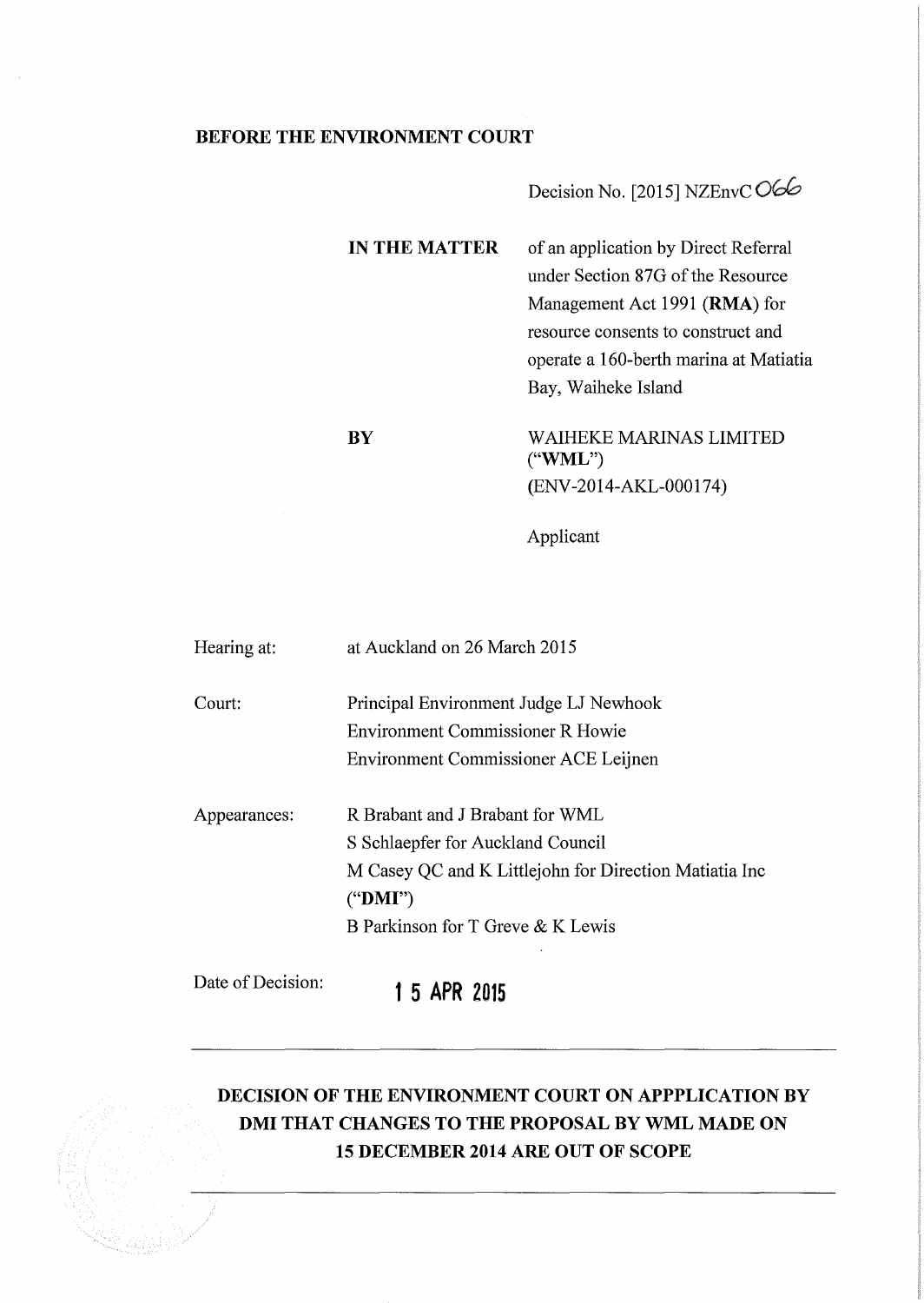**BEFORE THE ENVIRONMENT COURT**

Decision No. [2015] NZEnvC 066

| | |
|---|---|
| **IN THE MATTER** | of an application by Direct Referral under Section 87G of the Resource Management Act 1991 (**RMA**) for resource consents to construct and operate a 160-berth marina at Matiatia Bay, Waiheke Island |
| **BY** | WAIHEKE MARINAS LIMITED ("**WML**") (ENV-2014-AKL-000174) |
| | Applicant |

| | |
|---|---|
| Hearing at: | at Auckland on 26 March 2015 |
| Court: | Principal Environment Judge LJ Newhook<br>Environment Commissioner R Howie<br>Environment Commissioner ACE Leijnen |
| Appearances: | R Brabant and J Brabant for WML<br>S Schlaepfer for Auckland Council<br>M Casey QC and K Littlejohn for Direction Matiatia Inc ("**DMI**")<br>B Parkinson for T Greve & K Lewis |
| Date of Decision: | **15 APR 2015** |

## DECISION OF THE ENVIRONMENT COURT ON APPPLICATION BY DMI THAT CHANGES TO THE PROPOSAL BY WML MADE ON 15 DECEMBER 2014 ARE OUT OF SCOPE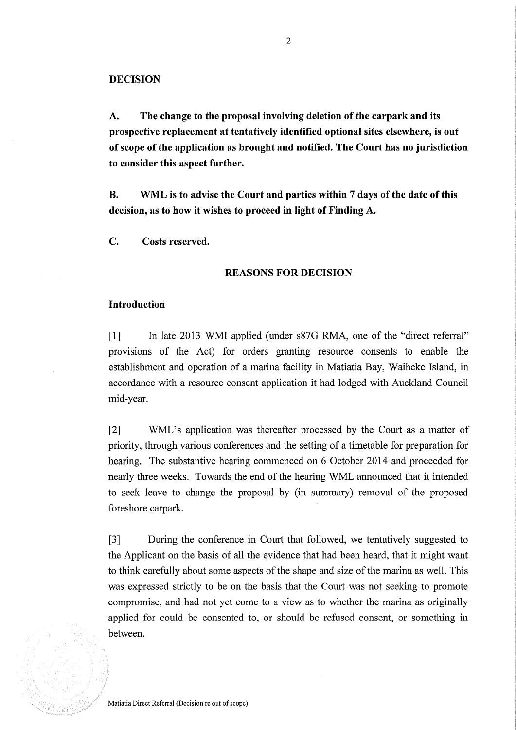## DECISION

**A. The change to the proposal involving deletion of the carpark and its prospective replacement at tentatively identified optional sites elsewhere, is out of scope of the application as brought and notified. The Court has no jurisdiction to consider this aspect further.**

**B. WML is to advise the Court and parties within 7 days of the date of this decision, as to how it wishes to proceed in light of Finding A.**

**C. Costs reserved.**

## REASONS FOR DECISION

### Introduction

[1] In late 2013 WMI applied (under s87G RMA, one of the "direct referral" provisions of the Act) for orders granting resource consents to enable the establishment and operation of a marina facility in Matiatia Bay, Waiheke Island, in accordance with a resource consent application it had lodged with Auckland Council mid-year.

[2] WML's application was thereafter processed by the Court as a matter of priority, through various conferences and the setting of a timetable for preparation for hearing. The substantive hearing commenced on 6 October 2014 and proceeded for nearly three weeks. Towards the end of the hearing WML announced that it intended to seek leave to change the proposal by (in summary) removal of the proposed foreshore carpark.

[3] During the conference in Court that followed, we tentatively suggested to the Applicant on the basis of all the evidence that had been heard, that it might want to think carefully about some aspects of the shape and size of the marina as well. This was expressed strictly to be on the basis that the Court was not seeking to promote compromise, and had not yet come to a view as to whether the marina as originally applied for could be consented to, or should be refused consent, or something in between.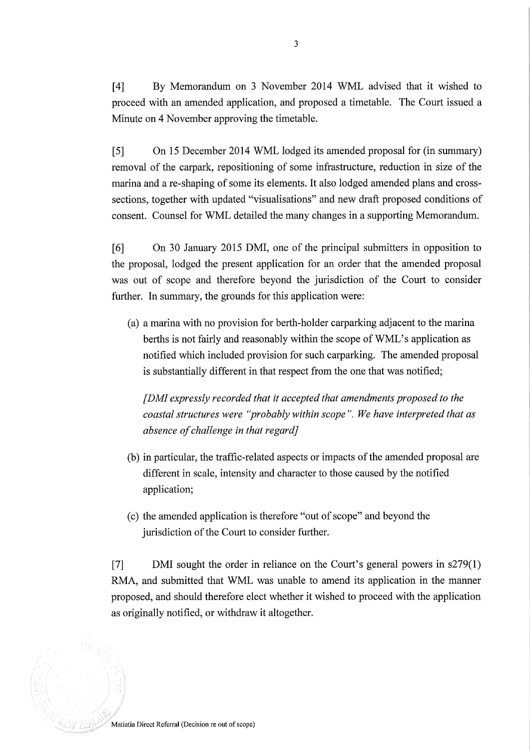[4] By Memorandum on 3 November 2014 WML advised that it wished to proceed with an amended application, and proposed a timetable. The Court issued a Minute on 4 November approving the timetable.

[5] On 15 December 2014 WML lodged its amended proposal for (in summary) removal of the carpark, repositioning of some infrastructure, reduction in size of the marina and a re-shaping of some its elements. It also lodged amended plans and cross-sections, together with updated "visualisations" and new draft proposed conditions of consent. Counsel for WML detailed the many changes in a supporting Memorandum.

[6] On 30 January 2015 DMI, one of the principal submitters in opposition to the proposal, lodged the present application for an order that the amended proposal was out of scope and therefore beyond the jurisdiction of the Court to consider further. In summary, the grounds for this application were:

(a) a marina with no provision for berth-holder carparking adjacent to the marina berths is not fairly and reasonably within the scope of WML's application as notified which included provision for such carparking. The amended proposal is substantially different in that respect from the one that was notified;

*[DMI expressly recorded that it accepted that amendments proposed to the coastal structures were "probably within scope". We have interpreted that as absence of challenge in that regard]*

(b) in particular, the traffic-related aspects or impacts of the amended proposal are different in scale, intensity and character to those caused by the notified application;

(c) the amended application is therefore "out of scope" and beyond the jurisdiction of the Court to consider further.

[7] DMI sought the order in reliance on the Court's general powers in s279(1) RMA, and submitted that WML was unable to amend its application in the manner proposed, and should therefore elect whether it wished to proceed with the application as originally notified, or withdraw it altogether.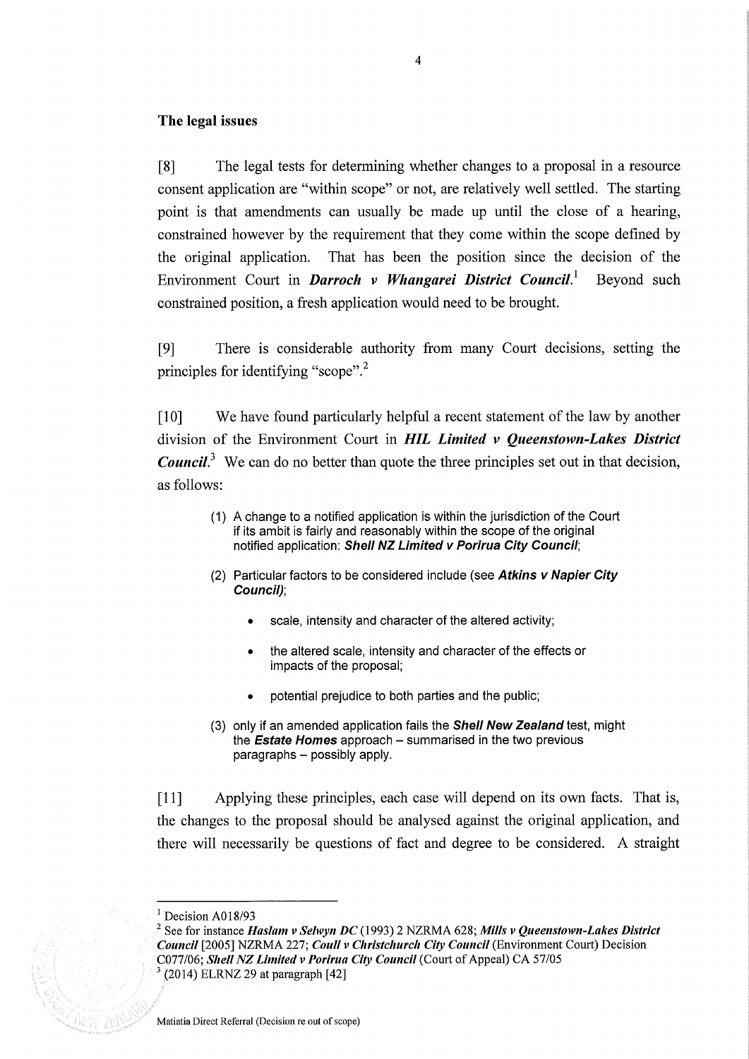**The legal issues**

[8] The legal tests for determining whether changes to a proposal in a resource consent application are "within scope" or not, are relatively well settled. The starting point is that amendments can usually be made up until the close of a hearing, constrained however by the requirement that they come within the scope defined by the original application. That has been the position since the decision of the Environment Court in ***Darroch v Whangarei District Council***.[1] Beyond such constrained position, a fresh application would need to be brought.

[9] There is considerable authority from many Court decisions, setting the principles for identifying "scope".[2]

[10] We have found particularly helpful a recent statement of the law by another division of the Environment Court in ***HIL Limited v Queenstown-Lakes District Council***.[3] We can do no better than quote the three principles set out in that decision, as follows:

> (1) A change to a notified application is within the jurisdiction of the Court if its ambit is fairly and reasonably within the scope of the original notified application: ***Shell NZ Limited v Porirua City Council***;
>
> (2) Particular factors to be considered include (see ***Atkins v Napier City Council***);
>
> - scale, intensity and character of the altered activity;
> - the altered scale, intensity and character of the effects or impacts of the proposal;
> - potential prejudice to both parties and the public;
>
> (3) only if an amended application fails the ***Shell New Zealand*** test, might the ***Estate Homes*** approach – summarised in the two previous paragraphs – possibly apply.

[11] Applying these principles, each case will depend on its own facts. That is, the changes to the proposal should be analysed against the original application, and there will necessarily be questions of fact and degree to be considered. A straight

---

[1] Decision A018/93

[2] See for instance ***Haslam v Selwyn DC*** (1993) 2 NZRMA 628; ***Mills v Queenstown-Lakes District Council*** [2005] NZRMA 227; ***Coull v Christchurch City Council*** (Environment Court) Decision C077/06; ***Shell NZ Limited v Porirua City Council*** (Court of Appeal) CA 57/05

[3] (2014) ELRNZ 29 at paragraph [42]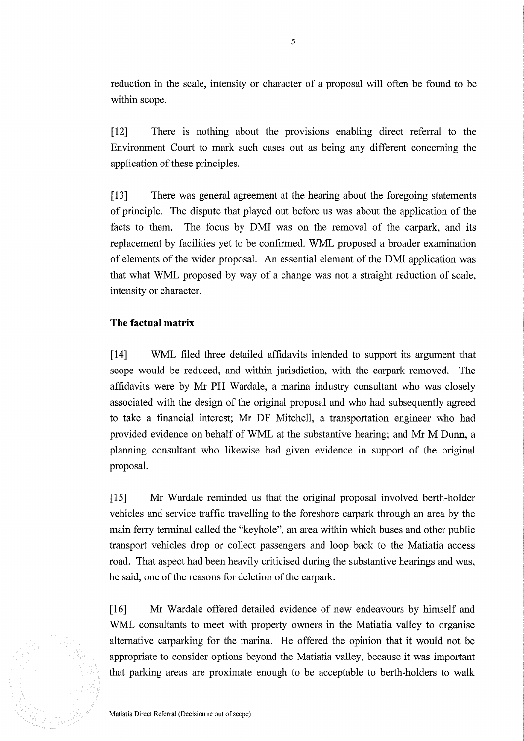reduction in the scale, intensity or character of a proposal will often be found to be within scope.

[12] There is nothing about the provisions enabling direct referral to the Environment Court to mark such cases out as being any different concerning the application of these principles.

[13] There was general agreement at the hearing about the foregoing statements of principle. The dispute that played out before us was about the application of the facts to them. The focus by DMI was on the removal of the carpark, and its replacement by facilities yet to be confirmed. WML proposed a broader examination of elements of the wider proposal. An essential element of the DMI application was that what WML proposed by way of a change was not a straight reduction of scale, intensity or character.

## The factual matrix

[14] WML filed three detailed affidavits intended to support its argument that scope would be reduced, and within jurisdiction, with the carpark removed. The affidavits were by Mr PH Wardale, a marina industry consultant who was closely associated with the design of the original proposal and who had subsequently agreed to take a financial interest; Mr DF Mitchell, a transportation engineer who had provided evidence on behalf of WML at the substantive hearing; and Mr M Dunn, a planning consultant who likewise had given evidence in support of the original proposal.

[15] Mr Wardale reminded us that the original proposal involved berth-holder vehicles and service traffic travelling to the foreshore carpark through an area by the main ferry terminal called the "keyhole", an area within which buses and other public transport vehicles drop or collect passengers and loop back to the Matiatia access road. That aspect had been heavily criticised during the substantive hearings and was, he said, one of the reasons for deletion of the carpark.

[16] Mr Wardale offered detailed evidence of new endeavours by himself and WML consultants to meet with property owners in the Matiatia valley to organise alternative carparking for the marina. He offered the opinion that it would not be appropriate to consider options beyond the Matiatia valley, because it was important that parking areas are proximate enough to be acceptable to berth-holders to walk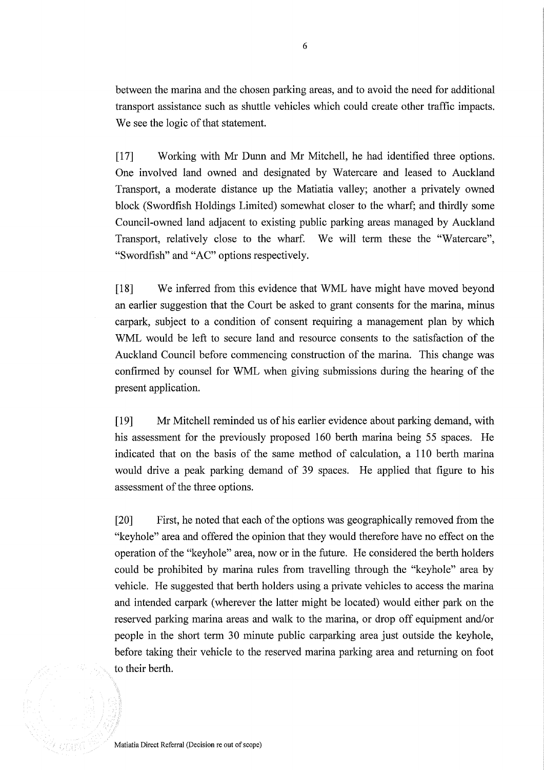between the marina and the chosen parking areas, and to avoid the need for additional transport assistance such as shuttle vehicles which could create other traffic impacts. We see the logic of that statement.

[17] Working with Mr Dunn and Mr Mitchell, he had identified three options. One involved land owned and designated by Watercare and leased to Auckland Transport, a moderate distance up the Matiatia valley; another a privately owned block (Swordfish Holdings Limited) somewhat closer to the wharf; and thirdly some Council-owned land adjacent to existing public parking areas managed by Auckland Transport, relatively close to the wharf. We will term these the "Watercare", "Swordfish" and "AC" options respectively.

[18] We inferred from this evidence that WML have might have moved beyond an earlier suggestion that the Court be asked to grant consents for the marina, minus carpark, subject to a condition of consent requiring a management plan by which WML would be left to secure land and resource consents to the satisfaction of the Auckland Council before commencing construction of the marina. This change was confirmed by counsel for WML when giving submissions during the hearing of the present application.

[19] Mr Mitchell reminded us of his earlier evidence about parking demand, with his assessment for the previously proposed 160 berth marina being 55 spaces. He indicated that on the basis of the same method of calculation, a 110 berth marina would drive a peak parking demand of 39 spaces. He applied that figure to his assessment of the three options.

[20] First, he noted that each of the options was geographically removed from the "keyhole" area and offered the opinion that they would therefore have no effect on the operation of the "keyhole" area, now or in the future. He considered the berth holders could be prohibited by marina rules from travelling through the "keyhole" area by vehicle. He suggested that berth holders using a private vehicles to access the marina and intended carpark (wherever the latter might be located) would either park on the reserved parking marina areas and walk to the marina, or drop off equipment and/or people in the short term 30 minute public carparking area just outside the keyhole, before taking their vehicle to the reserved marina parking area and returning on foot to their berth.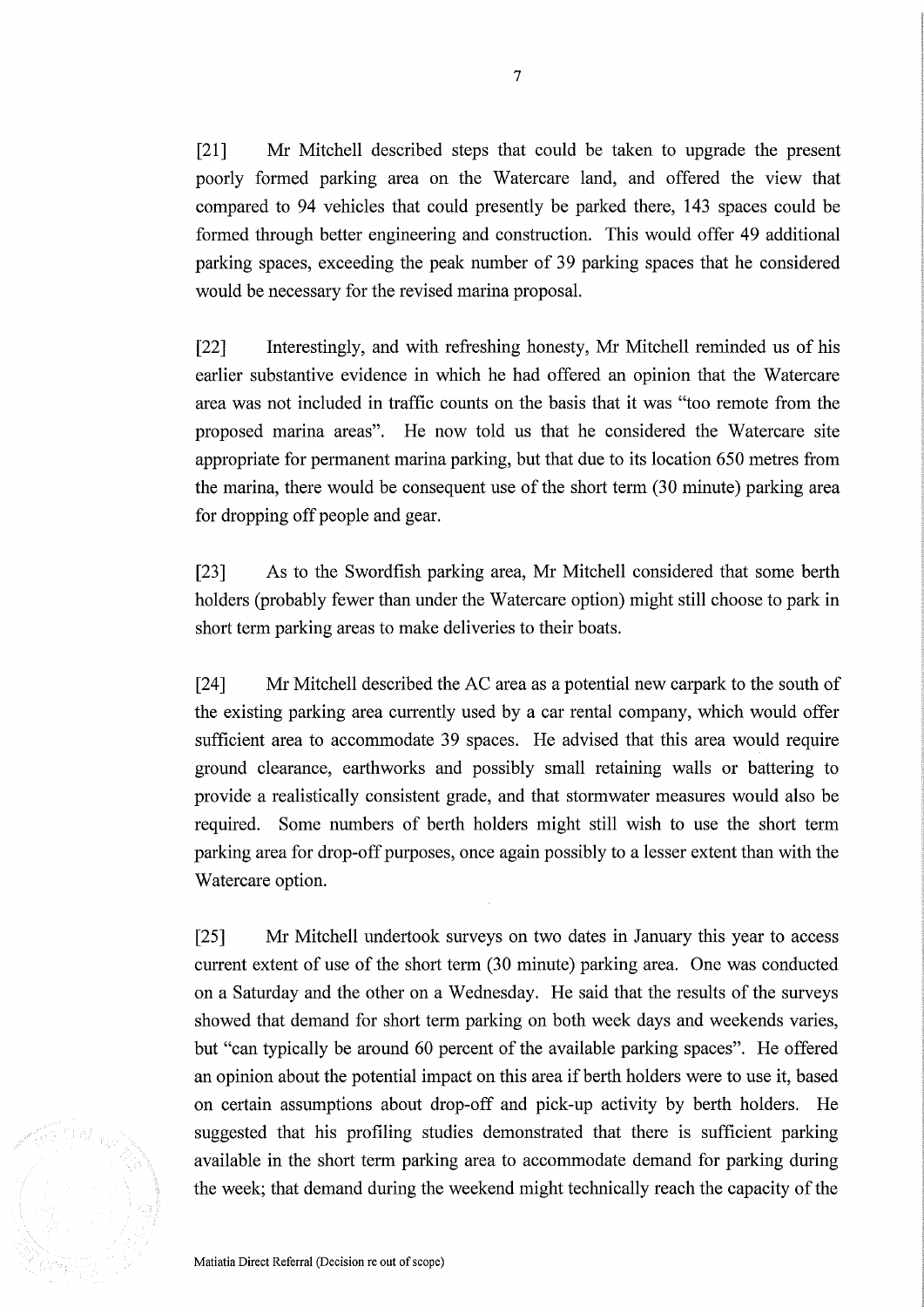[21] Mr Mitchell described steps that could be taken to upgrade the present poorly formed parking area on the Watercare land, and offered the view that compared to 94 vehicles that could presently be parked there, 143 spaces could be formed through better engineering and construction. This would offer 49 additional parking spaces, exceeding the peak number of 39 parking spaces that he considered would be necessary for the revised marina proposal.

[22] Interestingly, and with refreshing honesty, Mr Mitchell reminded us of his earlier substantive evidence in which he had offered an opinion that the Watercare area was not included in traffic counts on the basis that it was "too remote from the proposed marina areas". He now told us that he considered the Watercare site appropriate for permanent marina parking, but that due to its location 650 metres from the marina, there would be consequent use of the short term (30 minute) parking area for dropping off people and gear.

[23] As to the Swordfish parking area, Mr Mitchell considered that some berth holders (probably fewer than under the Watercare option) might still choose to park in short term parking areas to make deliveries to their boats.

[24] Mr Mitchell described the AC area as a potential new carpark to the south of the existing parking area currently used by a car rental company, which would offer sufficient area to accommodate 39 spaces. He advised that this area would require ground clearance, earthworks and possibly small retaining walls or battering to provide a realistically consistent grade, and that stormwater measures would also be required. Some numbers of berth holders might still wish to use the short term parking area for drop-off purposes, once again possibly to a lesser extent than with the Watercare option.

[25] Mr Mitchell undertook surveys on two dates in January this year to access current extent of use of the short term (30 minute) parking area. One was conducted on a Saturday and the other on a Wednesday. He said that the results of the surveys showed that demand for short term parking on both week days and weekends varies, but "can typically be around 60 percent of the available parking spaces". He offered an opinion about the potential impact on this area if berth holders were to use it, based on certain assumptions about drop-off and pick-up activity by berth holders. He suggested that his profiling studies demonstrated that there is sufficient parking available in the short term parking area to accommodate demand for parking during the week; that demand during the weekend might technically reach the capacity of the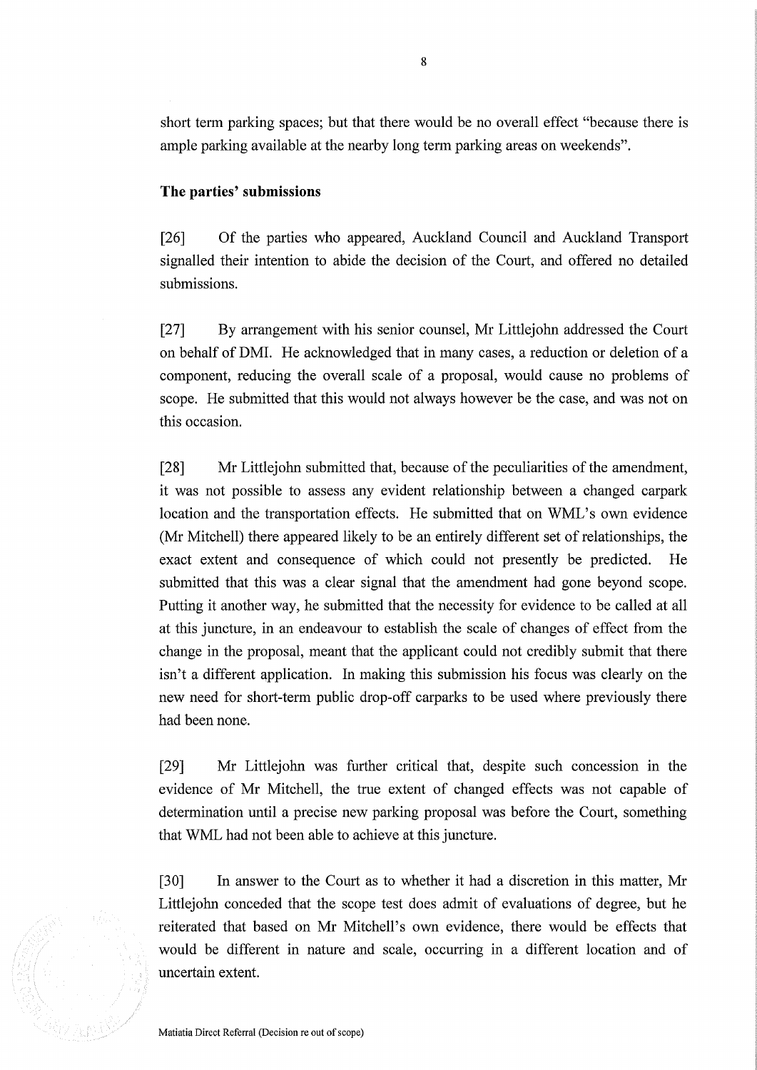short term parking spaces; but that there would be no overall effect "because there is ample parking available at the nearby long term parking areas on weekends".

## The parties' submissions

[26] Of the parties who appeared, Auckland Council and Auckland Transport signalled their intention to abide the decision of the Court, and offered no detailed submissions.

[27] By arrangement with his senior counsel, Mr Littlejohn addressed the Court on behalf of DMI. He acknowledged that in many cases, a reduction or deletion of a component, reducing the overall scale of a proposal, would cause no problems of scope. He submitted that this would not always however be the case, and was not on this occasion.

[28] Mr Littlejohn submitted that, because of the peculiarities of the amendment, it was not possible to assess any evident relationship between a changed carpark location and the transportation effects. He submitted that on WML's own evidence (Mr Mitchell) there appeared likely to be an entirely different set of relationships, the exact extent and consequence of which could not presently be predicted. He submitted that this was a clear signal that the amendment had gone beyond scope. Putting it another way, he submitted that the necessity for evidence to be called at all at this juncture, in an endeavour to establish the scale of changes of effect from the change in the proposal, meant that the applicant could not credibly submit that there isn't a different application. In making this submission his focus was clearly on the new need for short-term public drop-off carparks to be used where previously there had been none.

[29] Mr Littlejohn was further critical that, despite such concession in the evidence of Mr Mitchell, the true extent of changed effects was not capable of determination until a precise new parking proposal was before the Court, something that WML had not been able to achieve at this juncture.

[30] In answer to the Court as to whether it had a discretion in this matter, Mr Littlejohn conceded that the scope test does admit of evaluations of degree, but he reiterated that based on Mr Mitchell's own evidence, there would be effects that would be different in nature and scale, occurring in a different location and of uncertain extent.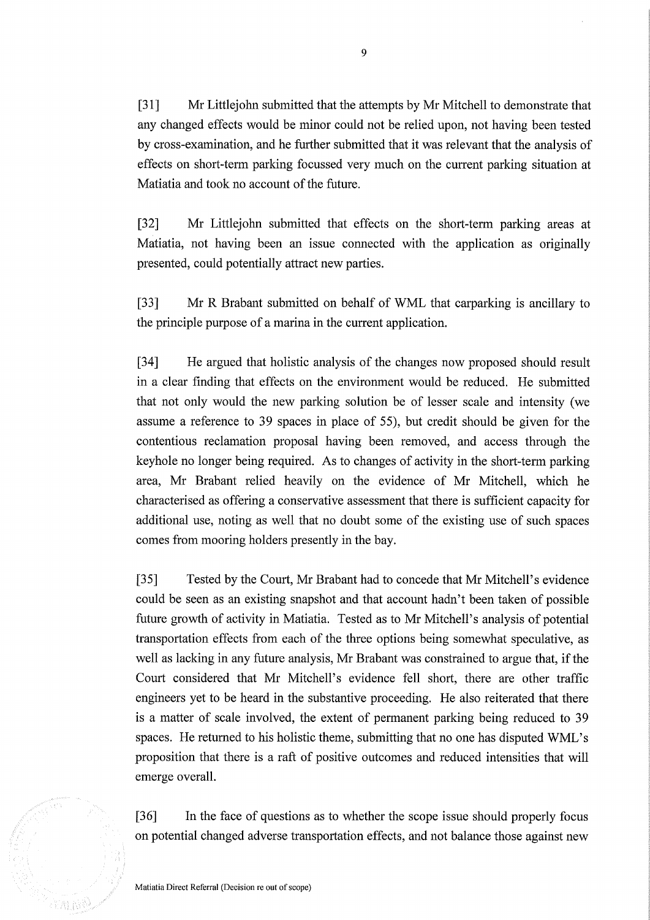[31] Mr Littlejohn submitted that the attempts by Mr Mitchell to demonstrate that any changed effects would be minor could not be relied upon, not having been tested by cross-examination, and he further submitted that it was relevant that the analysis of effects on short-term parking focussed very much on the current parking situation at Matiatia and took no account of the future.

[32] Mr Littlejohn submitted that effects on the short-term parking areas at Matiatia, not having been an issue connected with the application as originally presented, could potentially attract new parties.

[33] Mr R Brabant submitted on behalf of WML that carparking is ancillary to the principle purpose of a marina in the current application.

[34] He argued that holistic analysis of the changes now proposed should result in a clear finding that effects on the environment would be reduced. He submitted that not only would the new parking solution be of lesser scale and intensity (we assume a reference to 39 spaces in place of 55), but credit should be given for the contentious reclamation proposal having been removed, and access through the keyhole no longer being required. As to changes of activity in the short-term parking area, Mr Brabant relied heavily on the evidence of Mr Mitchell, which he characterised as offering a conservative assessment that there is sufficient capacity for additional use, noting as well that no doubt some of the existing use of such spaces comes from mooring holders presently in the bay.

[35] Tested by the Court, Mr Brabant had to concede that Mr Mitchell's evidence could be seen as an existing snapshot and that account hadn't been taken of possible future growth of activity in Matiatia. Tested as to Mr Mitchell's analysis of potential transportation effects from each of the three options being somewhat speculative, as well as lacking in any future analysis, Mr Brabant was constrained to argue that, if the Court considered that Mr Mitchell's evidence fell short, there are other traffic engineers yet to be heard in the substantive proceeding. He also reiterated that there is a matter of scale involved, the extent of permanent parking being reduced to 39 spaces. He returned to his holistic theme, submitting that no one has disputed WML's proposition that there is a raft of positive outcomes and reduced intensities that will emerge overall.

[36] In the face of questions as to whether the scope issue should properly focus on potential changed adverse transportation effects, and not balance those against new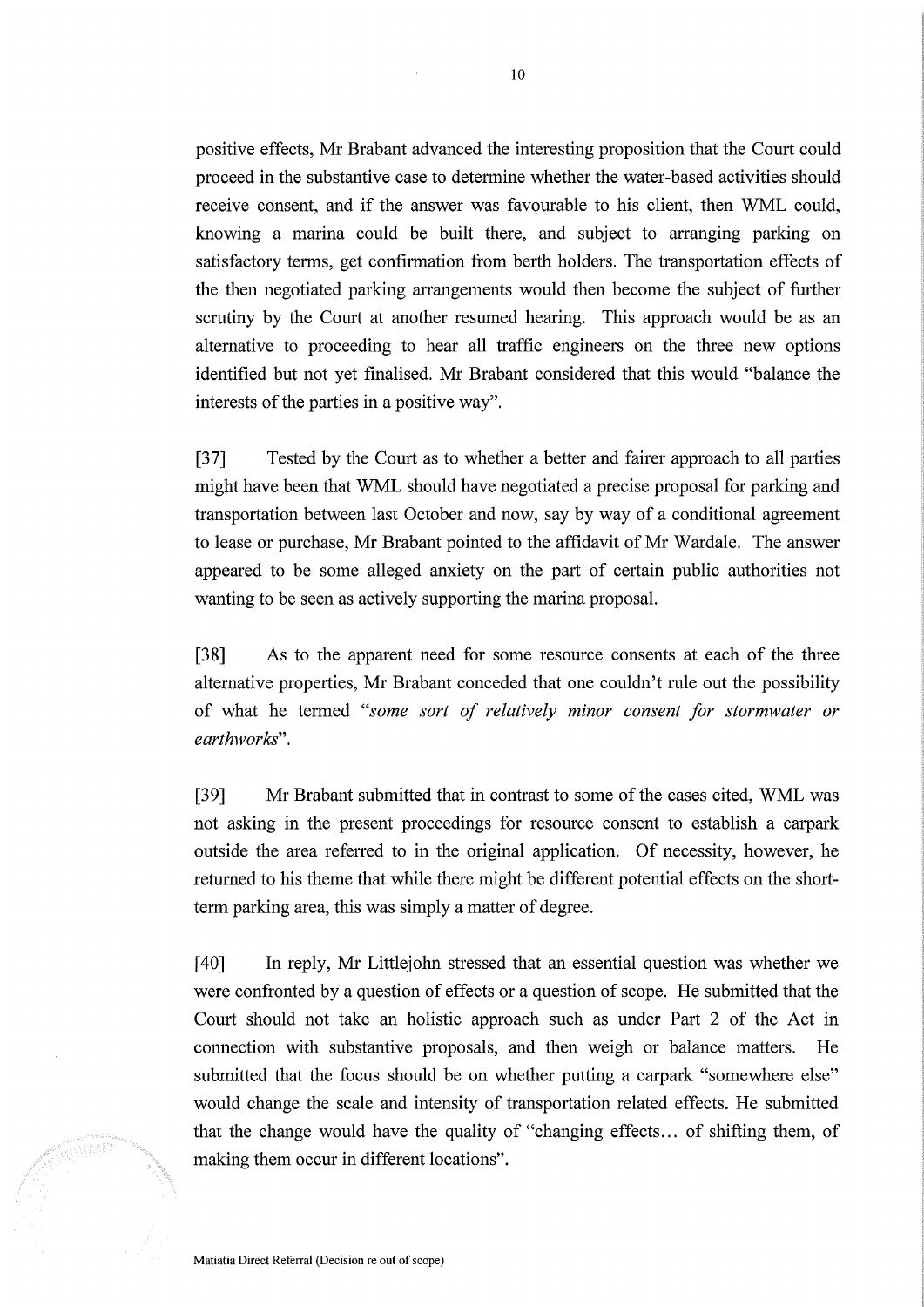positive effects, Mr Brabant advanced the interesting proposition that the Court could proceed in the substantive case to determine whether the water-based activities should receive consent, and if the answer was favourable to his client, then WML could, knowing a marina could be built there, and subject to arranging parking on satisfactory terms, get confirmation from berth holders. The transportation effects of the then negotiated parking arrangements would then become the subject of further scrutiny by the Court at another resumed hearing. This approach would be as an alternative to proceeding to hear all traffic engineers on the three new options identified but not yet finalised. Mr Brabant considered that this would "balance the interests of the parties in a positive way".

[37] Tested by the Court as to whether a better and fairer approach to all parties might have been that WML should have negotiated a precise proposal for parking and transportation between last October and now, say by way of a conditional agreement to lease or purchase, Mr Brabant pointed to the affidavit of Mr Wardale. The answer appeared to be some alleged anxiety on the part of certain public authorities not wanting to be seen as actively supporting the marina proposal.

[38] As to the apparent need for some resource consents at each of the three alternative properties, Mr Brabant conceded that one couldn't rule out the possibility of what he termed "*some sort of relatively minor consent for stormwater or earthworks*".

[39] Mr Brabant submitted that in contrast to some of the cases cited, WML was not asking in the present proceedings for resource consent to establish a carpark outside the area referred to in the original application. Of necessity, however, he returned to his theme that while there might be different potential effects on the short-term parking area, this was simply a matter of degree.

[40] In reply, Mr Littlejohn stressed that an essential question was whether we were confronted by a question of effects or a question of scope. He submitted that the Court should not take an holistic approach such as under Part 2 of the Act in connection with substantive proposals, and then weigh or balance matters. He submitted that the focus should be on whether putting a carpark "somewhere else" would change the scale and intensity of transportation related effects. He submitted that the change would have the quality of "changing effects… of shifting them, of making them occur in different locations".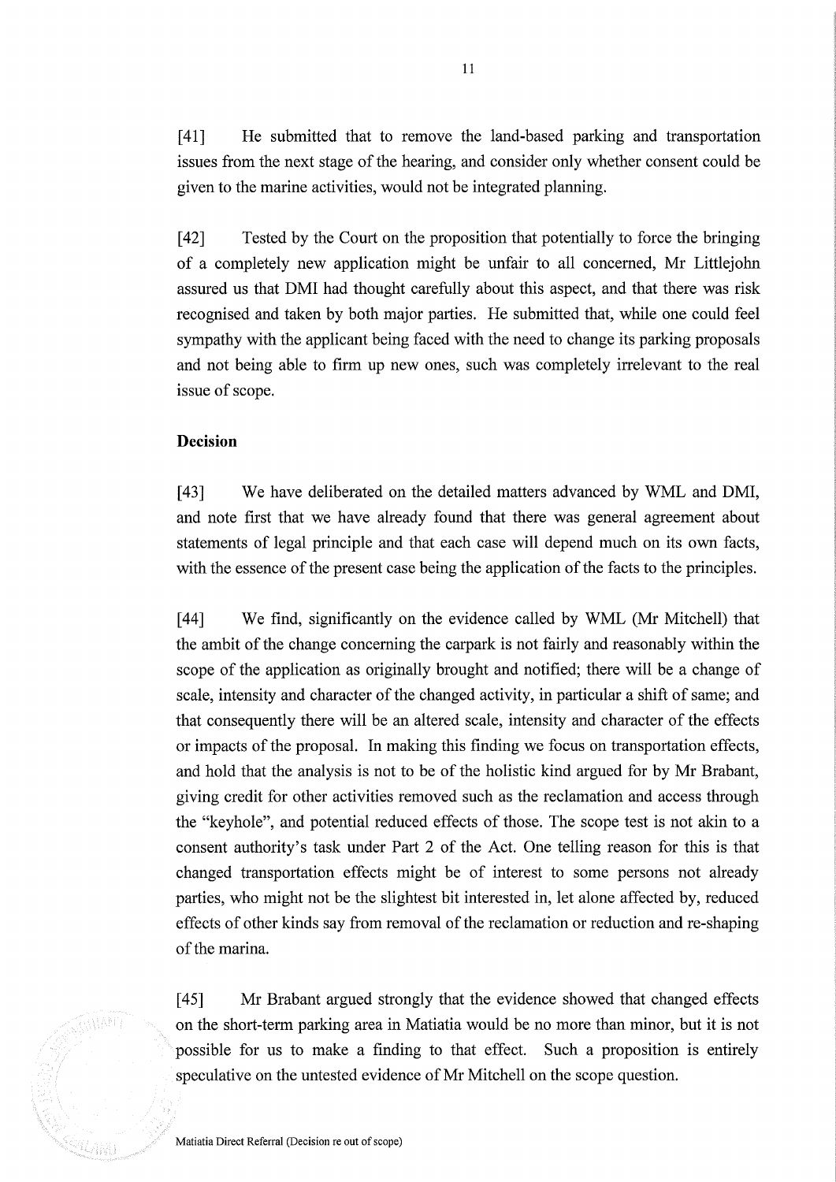[41] He submitted that to remove the land-based parking and transportation issues from the next stage of the hearing, and consider only whether consent could be given to the marine activities, would not be integrated planning.

[42] Tested by the Court on the proposition that potentially to force the bringing of a completely new application might be unfair to all concerned, Mr Littlejohn assured us that DMI had thought carefully about this aspect, and that there was risk recognised and taken by both major parties. He submitted that, while one could feel sympathy with the applicant being faced with the need to change its parking proposals and not being able to firm up new ones, such was completely irrelevant to the real issue of scope.

**Decision**

[43] We have deliberated on the detailed matters advanced by WML and DMI, and note first that we have already found that there was general agreement about statements of legal principle and that each case will depend much on its own facts, with the essence of the present case being the application of the facts to the principles.

[44] We find, significantly on the evidence called by WML (Mr Mitchell) that the ambit of the change concerning the carpark is not fairly and reasonably within the scope of the application as originally brought and notified; there will be a change of scale, intensity and character of the changed activity, in particular a shift of same; and that consequently there will be an altered scale, intensity and character of the effects or impacts of the proposal. In making this finding we focus on transportation effects, and hold that the analysis is not to be of the holistic kind argued for by Mr Brabant, giving credit for other activities removed such as the reclamation and access through the "keyhole", and potential reduced effects of those. The scope test is not akin to a consent authority's task under Part 2 of the Act. One telling reason for this is that changed transportation effects might be of interest to some persons not already parties, who might not be the slightest bit interested in, let alone affected by, reduced effects of other kinds say from removal of the reclamation or reduction and re-shaping of the marina.

[45] Mr Brabant argued strongly that the evidence showed that changed effects on the short-term parking area in Matiatia would be no more than minor, but it is not possible for us to make a finding to that effect. Such a proposition is entirely speculative on the untested evidence of Mr Mitchell on the scope question.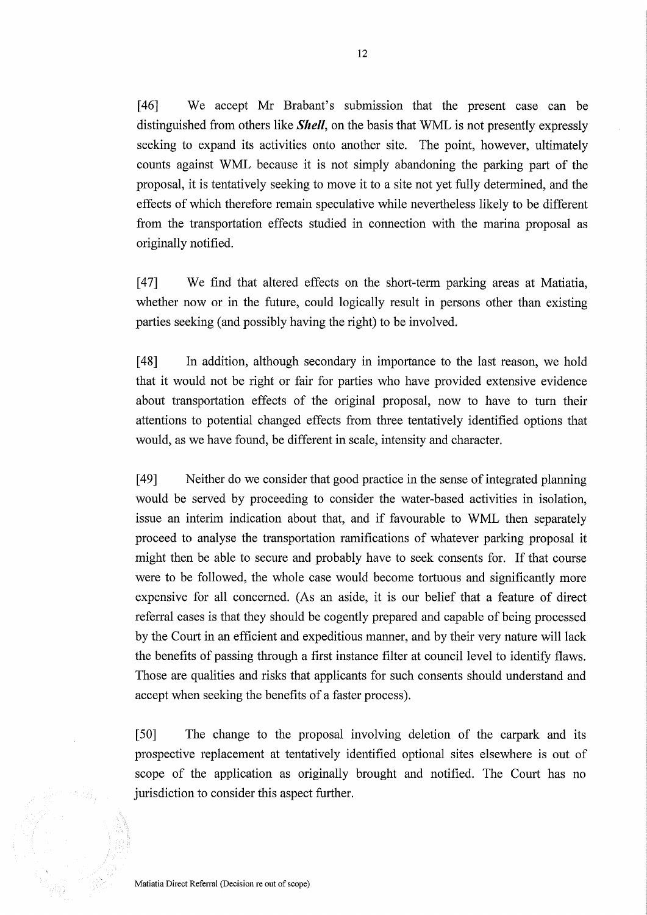[46] We accept Mr Brabant's submission that the present case can be distinguished from others like ***Shell***, on the basis that WML is not presently expressly seeking to expand its activities onto another site. The point, however, ultimately counts against WML because it is not simply abandoning the parking part of the proposal, it is tentatively seeking to move it to a site not yet fully determined, and the effects of which therefore remain speculative while nevertheless likely to be different from the transportation effects studied in connection with the marina proposal as originally notified.

[47] We find that altered effects on the short-term parking areas at Matiatia, whether now or in the future, could logically result in persons other than existing parties seeking (and possibly having the right) to be involved.

[48] In addition, although secondary in importance to the last reason, we hold that it would not be right or fair for parties who have provided extensive evidence about transportation effects of the original proposal, now to have to turn their attentions to potential changed effects from three tentatively identified options that would, as we have found, be different in scale, intensity and character.

[49] Neither do we consider that good practice in the sense of integrated planning would be served by proceeding to consider the water-based activities in isolation, issue an interim indication about that, and if favourable to WML then separately proceed to analyse the transportation ramifications of whatever parking proposal it might then be able to secure and probably have to seek consents for. If that course were to be followed, the whole case would become tortuous and significantly more expensive for all concerned. (As an aside, it is our belief that a feature of direct referral cases is that they should be cogently prepared and capable of being processed by the Court in an efficient and expeditious manner, and by their very nature will lack the benefits of passing through a first instance filter at council level to identify flaws. Those are qualities and risks that applicants for such consents should understand and accept when seeking the benefits of a faster process).

[50] The change to the proposal involving deletion of the carpark and its prospective replacement at tentatively identified optional sites elsewhere is out of scope of the application as originally brought and notified. The Court has no jurisdiction to consider this aspect further.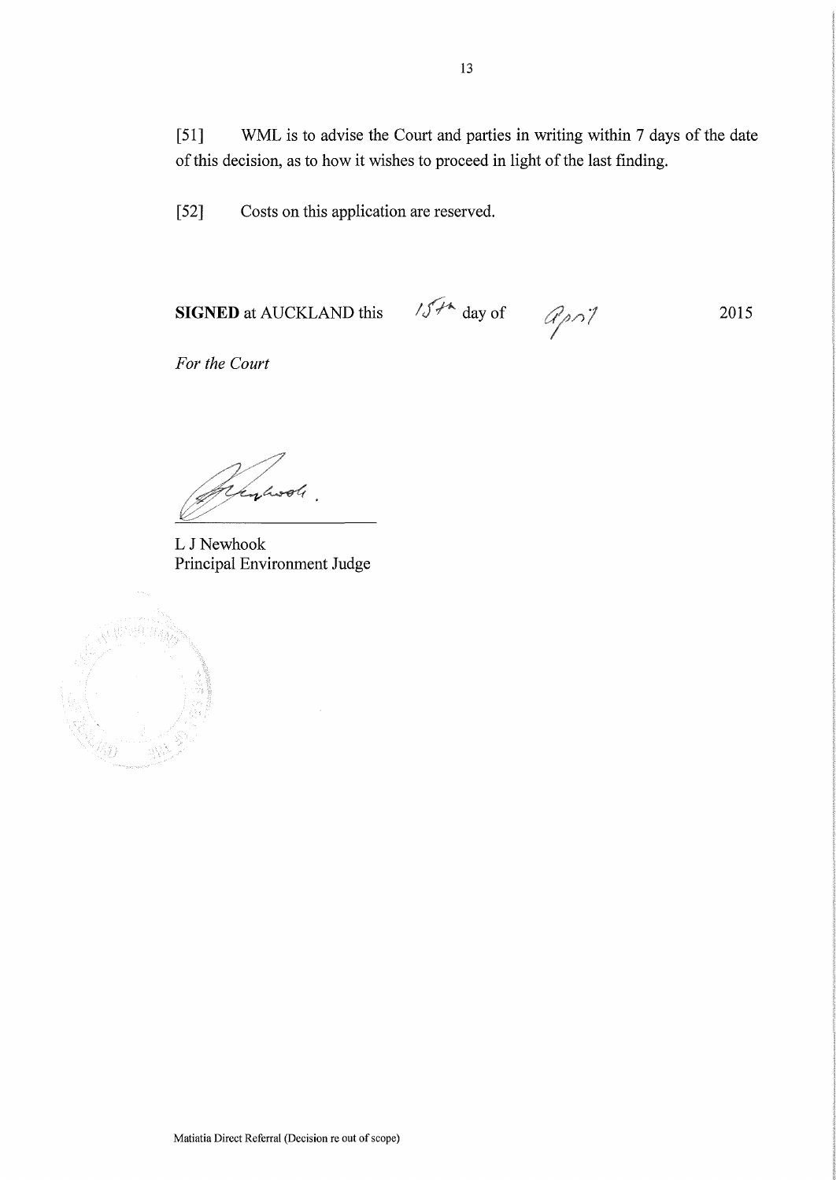[51] WML is to advise the Court and parties in writing within 7 days of the date of this decision, as to how it wishes to proceed in light of the last finding.

[52] Costs on this application are reserved.

**SIGNED** at AUCKLAND this 15th day of April 2015

*For the Court*

L J Newhook
Principal Environment Judge

Matiatia Direct Referral (Decision re out of scope)